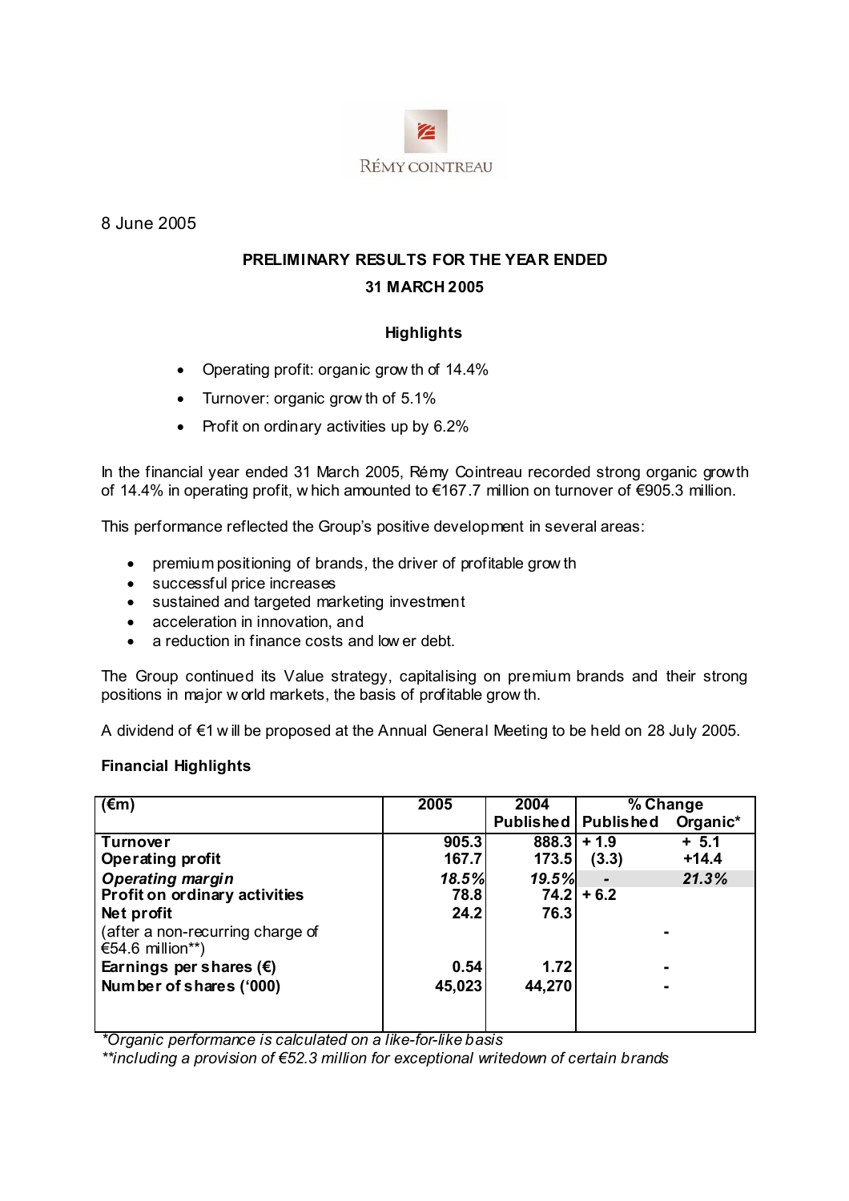RÉMY COINTREAU

8 June 2005

# PRELIMINARY RESULTS FOR THE YEAR ENDED 31 MARCH 2005

## Highlights

- Operating profit: organic growth of 14.4%
- Turnover: organic growth of 5.1%
- Profit on ordinary activities up by 6.2%

In the financial year ended 31 March 2005, Rémy Cointreau recorded strong organic growth of 14.4% in operating profit, which amounted to €167.7 million on turnover of €905.3 million.

This performance reflected the Group's positive development in several areas:

- premium positioning of brands, the driver of profitable growth
- successful price increases
- sustained and targeted marketing investment
- acceleration in innovation, and
- a reduction in finance costs and lower debt.

The Group continued its Value strategy, capitalising on premium brands and their strong positions in major world markets, the basis of profitable growth.

A dividend of €1 will be proposed at the Annual General Meeting to be held on 28 July 2005.

**Financial Highlights**

| (€m) | 2005 | 2004 | % Change | |
|---|---|---|---|---|
| | | Published | Published | Organic* |
| **Turnover** | 905.3 | 888.3 | + 1.9 | + 5.1 |
| **Operating profit** | 167.7 | 173.5 | (3.3) | +14.4 |
| ***Operating margin*** | *18.5%* | *19.5%* | - | *21.3%* |
| **Profit on ordinary activities** | 78.8 | 74.2 | + 6.2 | |
| **Net profit** | 24.2 | 76.3 | | |
| (after a non-recurring charge of €54.6 million**) | | | | - |
| **Earnings per shares (€)** | 0.54 | 1.72 | | - |
| **Number of shares ('000)** | 45,023 | 44,270 | | - |

*\*Organic performance is calculated on a like-for-like basis*

*\*\*including a provision of €52.3 million for exceptional writedown of certain brands*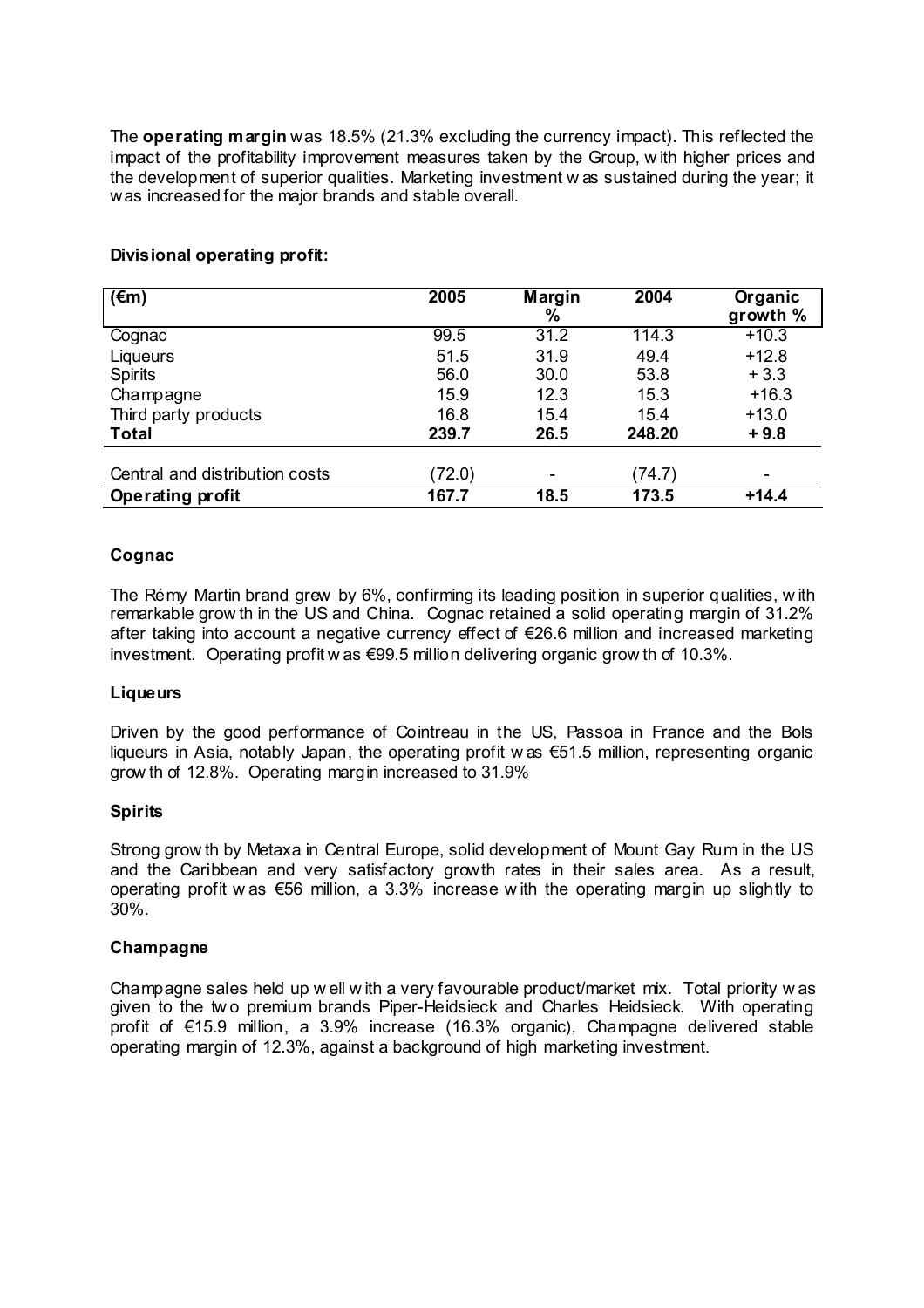The **operating margin** was 18.5% (21.3% excluding the currency impact). This reflected the impact of the profitability improvement measures taken by the Group, with higher prices and the development of superior qualities. Marketing investment was sustained during the year; it was increased for the major brands and stable overall.

**Divisional operating profit:**

| (€m) | 2005 | Margin % | 2004 | Organic growth % |
|---|---|---|---|---|
| Cognac | 99.5 | 31.2 | 114.3 | +10.3 |
| Liqueurs | 51.5 | 31.9 | 49.4 | +12.8 |
| Spirits | 56.0 | 30.0 | 53.8 | + 3.3 |
| Champagne | 15.9 | 12.3 | 15.3 | +16.3 |
| Third party products | 16.8 | 15.4 | 15.4 | +13.0 |
| **Total** | **239.7** | **26.5** | **248.20** | **+ 9.8** |
| | | | | |
| Central and distribution costs | (72.0) | - | (74.7) | - |
| **Operating profit** | **167.7** | **18.5** | **173.5** | **+14.4** |

**Cognac**

The Rémy Martin brand grew by 6%, confirming its leading position in superior qualities, with remarkable growth in the US and China. Cognac retained a solid operating margin of 31.2% after taking into account a negative currency effect of €26.6 million and increased marketing investment. Operating profit was €99.5 million delivering organic growth of 10.3%.

**Liqueurs**

Driven by the good performance of Cointreau in the US, Passoa in France and the Bols liqueurs in Asia, notably Japan, the operating profit was €51.5 million, representing organic growth of 12.8%. Operating margin increased to 31.9%

**Spirits**

Strong growth by Metaxa in Central Europe, solid development of Mount Gay Rum in the US and the Caribbean and very satisfactory growth rates in their sales area. As a result, operating profit was €56 million, a 3.3% increase with the operating margin up slightly to 30%.

**Champagne**

Champagne sales held up well with a very favourable product/market mix. Total priority was given to the two premium brands Piper-Heidsieck and Charles Heidsieck. With operating profit of €15.9 million, a 3.9% increase (16.3% organic), Champagne delivered stable operating margin of 12.3%, against a background of high marketing investment.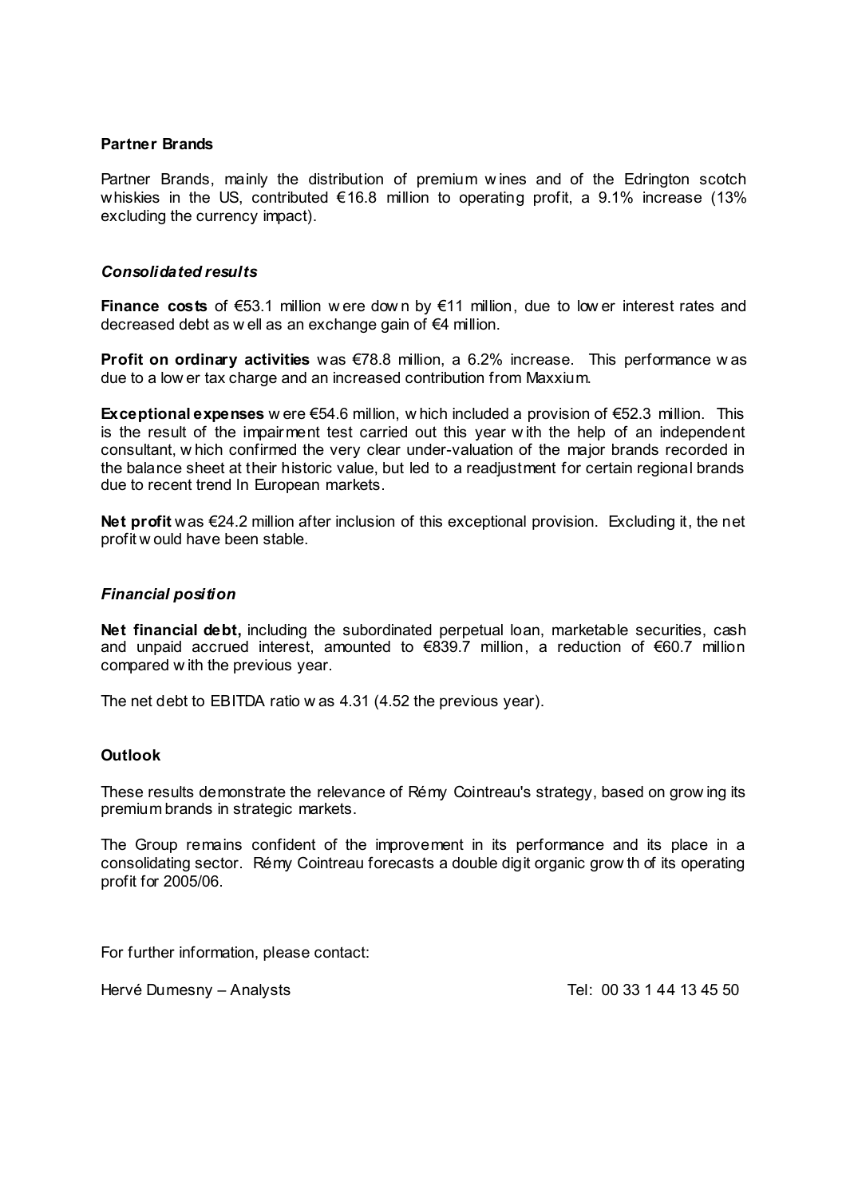**Partner Brands**

Partner Brands, mainly the distribution of premium wines and of the Edrington scotch whiskies in the US, contributed €16.8 million to operating profit, a 9.1% increase (13% excluding the currency impact).

***Consolidated results***

**Finance costs** of €53.1 million were down by €11 million, due to lower interest rates and decreased debt as well as an exchange gain of €4 million.

**Profit on ordinary activities** was €78.8 million, a 6.2% increase. This performance was due to a lower tax charge and an increased contribution from Maxxium.

**Exceptional expenses** were €54.6 million, which included a provision of €52.3 million. This is the result of the impairment test carried out this year with the help of an independent consultant, which confirmed the very clear under-valuation of the major brands recorded in the balance sheet at their historic value, but led to a readjustment for certain regional brands due to recent trend In European markets.

**Net profit** was €24.2 million after inclusion of this exceptional provision. Excluding it, the net profit would have been stable.

***Financial position***

**Net financial debt,** including the subordinated perpetual loan, marketable securities, cash and unpaid accrued interest, amounted to €839.7 million, a reduction of €60.7 million compared with the previous year.

The net debt to EBITDA ratio was 4.31 (4.52 the previous year).

**Outlook**

These results demonstrate the relevance of Rémy Cointreau's strategy, based on growing its premium brands in strategic markets.

The Group remains confident of the improvement in its performance and its place in a consolidating sector. Rémy Cointreau forecasts a double digit organic growth of its operating profit for 2005/06.

For further information, please contact:

Hervé Dumesny – Analysts Tel: 00 33 1 44 13 45 50